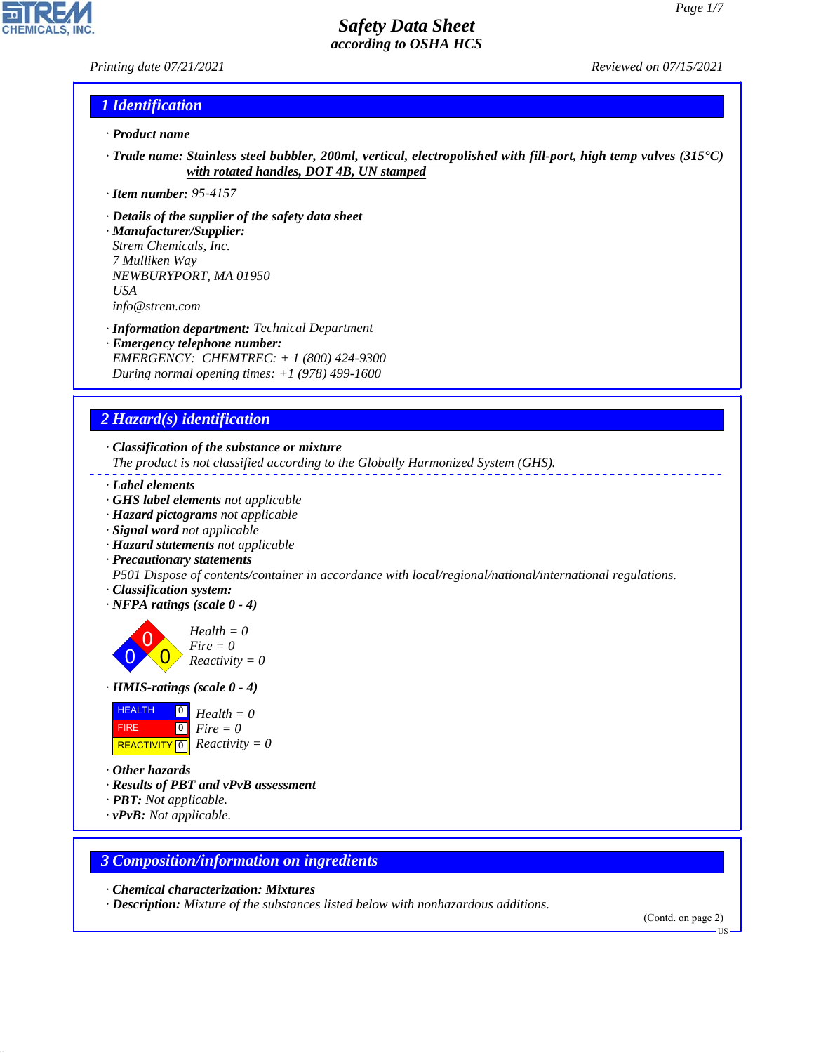# Safety Data Sheet
*according to OSHA HCS*

Printing date 07/21/2021 Reviewed on 07/15/2021

## 1 Identification

· **Product name**

· **Trade name:** **Stainless steel bubbler, 200ml, vertical, electropolished with fill-port, high temp valves (315°C) with rotated handles, DOT 4B, UN stamped**

· **Item number:** 95-4157

· **Details of the supplier of the safety data sheet**
· **Manufacturer/Supplier:**
Strem Chemicals, Inc.
7 Mulliken Way
NEWBURYPORT, MA 01950
USA
info@strem.com

· **Information department:** Technical Department
· **Emergency telephone number:**
EMERGENCY: CHEMTREC: + 1 (800) 424-9300
During normal opening times: +1 (978) 499-1600

## 2 Hazard(s) identification

· **Classification of the substance or mixture**
The product is not classified according to the Globally Harmonized System (GHS).

· **Label elements**
· **GHS label elements** not applicable
· **Hazard pictograms** not applicable
· **Signal word** not applicable
· **Hazard statements** not applicable
· **Precautionary statements**
P501 Dispose of contents/container in accordance with local/regional/national/international regulations.
· **Classification system:**
· **NFPA ratings (scale 0 - 4)**

Health = 0
Fire = 0
Reactivity = 0

· **HMIS-ratings (scale 0 - 4)**

| | | |
|---|---|---|
| HEALTH | 0 | Health = 0 |
| FIRE | 0 | Fire = 0 |
| REACTIVITY | 0 | Reactivity = 0 |

· **Other hazards**
· **Results of PBT and vPvB assessment**
· **PBT:** Not applicable.
· **vPvB:** Not applicable.

## 3 Composition/information on ingredients

· **Chemical characterization: Mixtures**
· **Description:** Mixture of the substances listed below with nonhazardous additions.

(Contd. on page 2)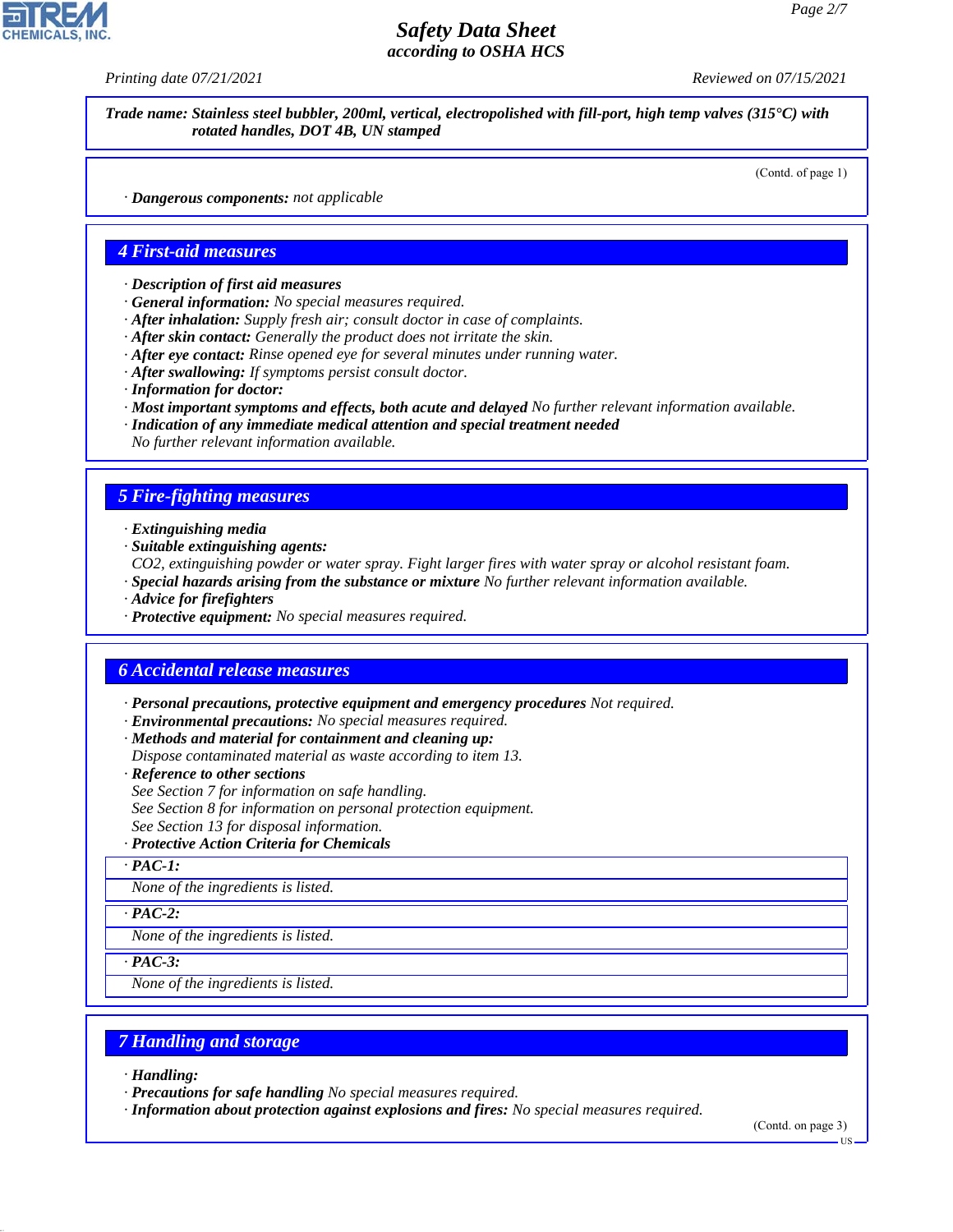**Trade name: Stainless steel bubbler, 200ml, vertical, electropolished with fill-port, high temp valves (315°C) with rotated handles, DOT 4B, UN stamped**

(Contd. of page 1)

· **Dangerous components:** not applicable

## 4 First-aid measures

· **Description of first aid measures**
· **General information:** No special measures required.
· **After inhalation:** Supply fresh air; consult doctor in case of complaints.
· **After skin contact:** Generally the product does not irritate the skin.
· **After eye contact:** Rinse opened eye for several minutes under running water.
· **After swallowing:** If symptoms persist consult doctor.
· **Information for doctor:**
· **Most important symptoms and effects, both acute and delayed** No further relevant information available.
· **Indication of any immediate medical attention and special treatment needed**
No further relevant information available.

## 5 Fire-fighting measures

· **Extinguishing media**
· **Suitable extinguishing agents:**
CO2, extinguishing powder or water spray. Fight larger fires with water spray or alcohol resistant foam.
· **Special hazards arising from the substance or mixture** No further relevant information available.
· **Advice for firefighters**
· **Protective equipment:** No special measures required.

## 6 Accidental release measures

· **Personal precautions, protective equipment and emergency procedures** Not required.
· **Environmental precautions:** No special measures required.
· **Methods and material for containment and cleaning up:**
Dispose contaminated material as waste according to item 13.
· **Reference to other sections**
See Section 7 for information on safe handling.
See Section 8 for information on personal protection equipment.
See Section 13 for disposal information.
· **Protective Action Criteria for Chemicals**

· **PAC-1:**

None of the ingredients is listed.

· **PAC-2:**

None of the ingredients is listed.

· **PAC-3:**

None of the ingredients is listed.

## 7 Handling and storage

· **Handling:**
· **Precautions for safe handling** No special measures required.
· **Information about protection against explosions and fires:** No special measures required.

(Contd. on page 3)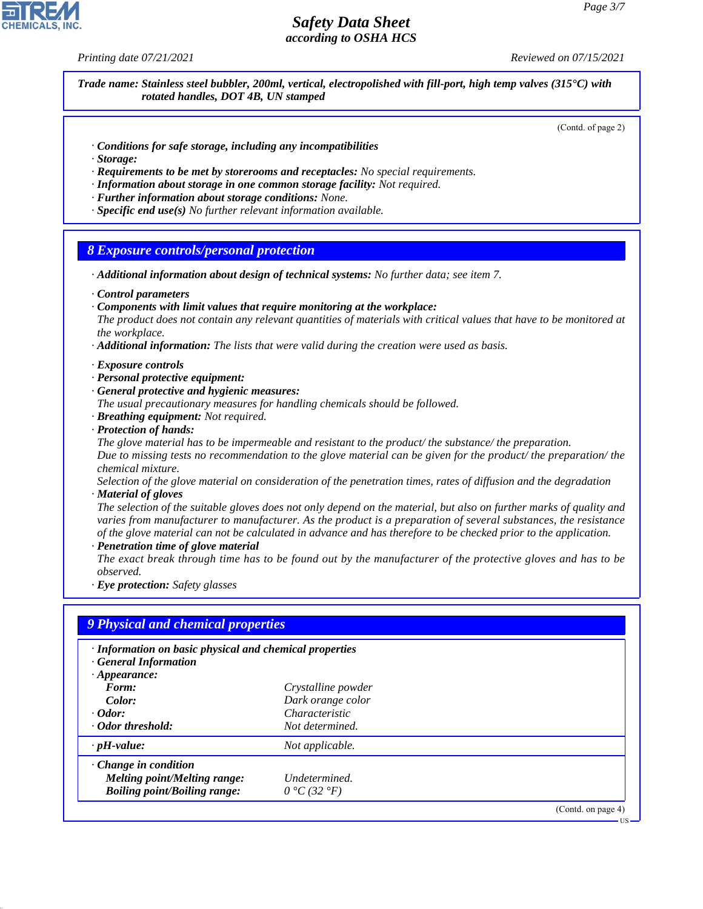**Trade name: Stainless steel bubbler, 200ml, vertical, electropolished with fill-port, high temp valves (315°C) with rotated handles, DOT 4B, UN stamped**

(Contd. of page 2)

- **Conditions for safe storage, including any incompatibilities**
- **Storage:**
- **Requirements to be met by storerooms and receptacles:** No special requirements.
- **Information about storage in one common storage facility:** Not required.
- **Further information about storage conditions:** None.
- **Specific end use(s)** No further relevant information available.

## 8 Exposure controls/personal protection

- **Additional information about design of technical systems:** No further data; see item 7.

- **Control parameters**
- **Components with limit values that require monitoring at the workplace:**
  The product does not contain any relevant quantities of materials with critical values that have to be monitored at the workplace.
- **Additional information:** The lists that were valid during the creation were used as basis.

- **Exposure controls**
- **Personal protective equipment:**
- **General protective and hygienic measures:**
  The usual precautionary measures for handling chemicals should be followed.
- **Breathing equipment:** Not required.
- **Protection of hands:**
  The glove material has to be impermeable and resistant to the product/ the substance/ the preparation.
  Due to missing tests no recommendation to the glove material can be given for the product/ the preparation/ the chemical mixture.
  Selection of the glove material on consideration of the penetration times, rates of diffusion and the degradation
- **Material of gloves**
  The selection of the suitable gloves does not only depend on the material, but also on further marks of quality and varies from manufacturer to manufacturer. As the product is a preparation of several substances, the resistance of the glove material can not be calculated in advance and has therefore to be checked prior to the application.
- **Penetration time of glove material**
  The exact break through time has to be found out by the manufacturer of the protective gloves and has to be observed.
- **Eye protection:** Safety glasses

## 9 Physical and chemical properties

| | |
|---|---|
| **· Information on basic physical and chemical properties** | |
| **· General Information** | |
| **· Appearance:** | |
| **Form:** | Crystalline powder |
| **Color:** | Dark orange color |
| **· Odor:** | Characteristic |
| **· Odor threshold:** | Not determined. |
| **· pH-value:** | Not applicable. |
| **· Change in condition** | |
| **Melting point/Melting range:** | Undetermined. |
| **Boiling point/Boiling range:** | 0 °C (32 °F) |

(Contd. on page 4)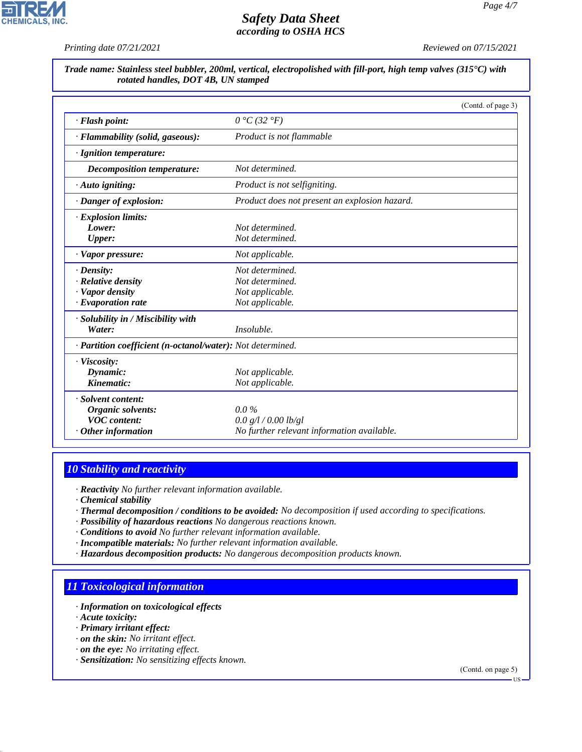**Trade name: Stainless steel bubbler, 200ml, vertical, electropolished with fill-port, high temp valves (315°C) with rotated handles, DOT 4B, UN stamped**

(Contd. of page 3)

| | |
|---|---|
| · **Flash point:** | 0 °C (32 °F) |
| · **Flammability (solid, gaseous):** | Product is not flammable |
| · **Ignition temperature:** | |
| **Decomposition temperature:** | Not determined. |
| · **Auto igniting:** | Product is not selfigniting. |
| · **Danger of explosion:** | Product does not present an explosion hazard. |
| · **Explosion limits:** | |
| **Lower:** | Not determined. |
| **Upper:** | Not determined. |
| · **Vapor pressure:** | Not applicable. |
| · **Density:** | Not determined. |
| · **Relative density** | Not determined. |
| · **Vapor density** | Not applicable. |
| · **Evaporation rate** | Not applicable. |
| · **Solubility in / Miscibility with** | |
| **Water:** | Insoluble. |
| · **Partition coefficient (n-octanol/water):** | Not determined. |
| · **Viscosity:** | |
| **Dynamic:** | Not applicable. |
| **Kinematic:** | Not applicable. |
| · **Solvent content:** | |
| **Organic solvents:** | 0.0 % |
| **VOC content:** | 0.0 g/l / 0.00 lb/gl |
| · **Other information** | No further relevant information available. |

## 10 Stability and reactivity

- · **Reactivity** No further relevant information available.
- · **Chemical stability**
- · **Thermal decomposition / conditions to be avoided:** No decomposition if used according to specifications.
- · **Possibility of hazardous reactions** No dangerous reactions known.
- · **Conditions to avoid** No further relevant information available.
- · **Incompatible materials:** No further relevant information available.
- · **Hazardous decomposition products:** No dangerous decomposition products known.

## 11 Toxicological information

- · **Information on toxicological effects**
- · **Acute toxicity:**
- · **Primary irritant effect:**
- · **on the skin:** No irritant effect.
- · **on the eye:** No irritating effect.
- · **Sensitization:** No sensitizing effects known.

(Contd. on page 5)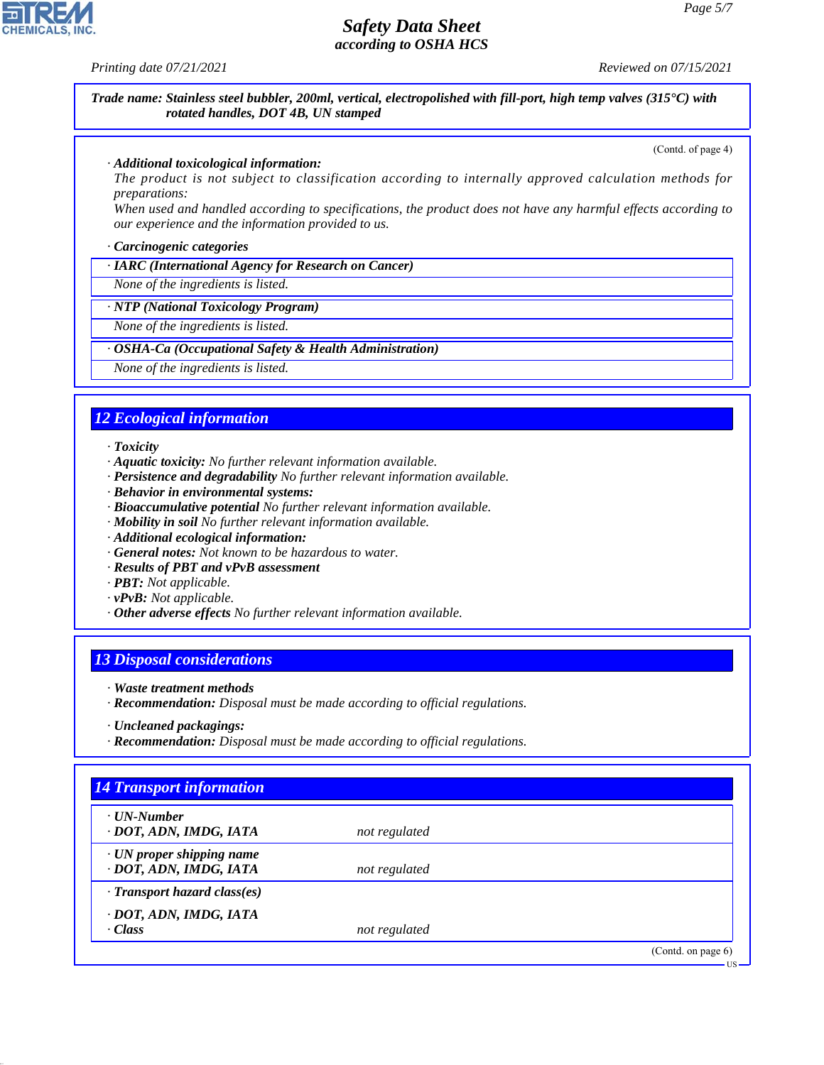**Trade name: Stainless steel bubbler, 200ml, vertical, electropolished with fill-port, high temp valves (315°C) with rotated handles, DOT 4B, UN stamped**

(Contd. of page 4)

· **Additional toxicological information:**
The product is not subject to classification according to internally approved calculation methods for preparations:
When used and handled according to specifications, the product does not have any harmful effects according to our experience and the information provided to us.

· **Carcinogenic categories**

· **IARC (International Agency for Research on Cancer)**
None of the ingredients is listed.

· **NTP (National Toxicology Program)**
None of the ingredients is listed.

· **OSHA-Ca (Occupational Safety & Health Administration)**
None of the ingredients is listed.

## 12 Ecological information

· **Toxicity**
· **Aquatic toxicity:** No further relevant information available.
· **Persistence and degradability** No further relevant information available.
· **Behavior in environmental systems:**
· **Bioaccumulative potential** No further relevant information available.
· **Mobility in soil** No further relevant information available.
· **Additional ecological information:**
· **General notes:** Not known to be hazardous to water.
· **Results of PBT and vPvB assessment**
· **PBT:** Not applicable.
· **vPvB:** Not applicable.
· **Other adverse effects** No further relevant information available.

## 13 Disposal considerations

· **Waste treatment methods**
· **Recommendation:** Disposal must be made according to official regulations.

· **Uncleaned packagings:**
· **Recommendation:** Disposal must be made according to official regulations.

## 14 Transport information

| | |
|---|---|
| · **UN-Number**<br>· **DOT, ADN, IMDG, IATA** | not regulated |
| · **UN proper shipping name**<br>· **DOT, ADN, IMDG, IATA** | not regulated |
| · **Transport hazard class(es)**<br><br>· **DOT, ADN, IMDG, IATA**<br>· **Class** | not regulated |

(Contd. on page 6)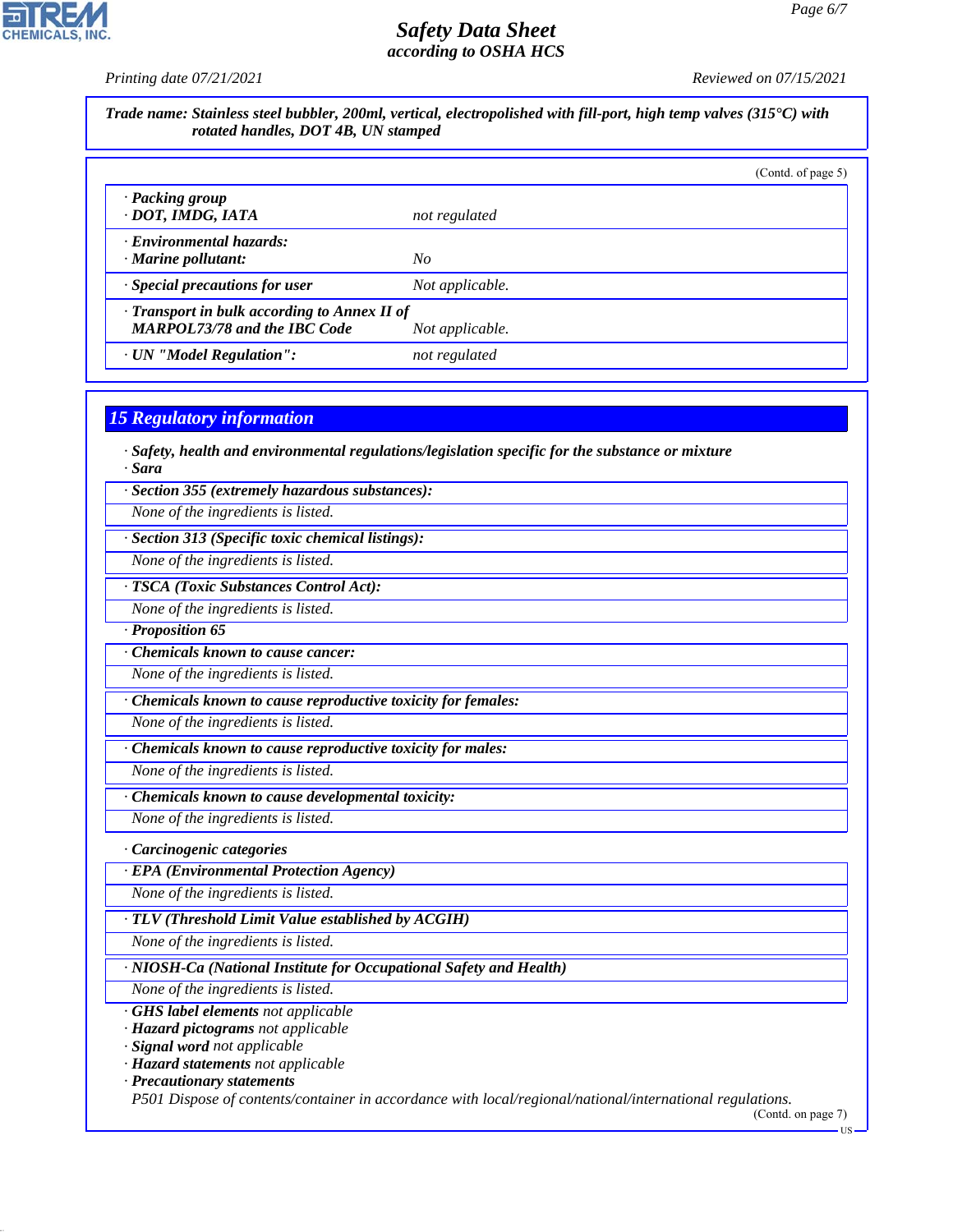*Printing date 07/21/2021* *Reviewed on 07/15/2021*

**Trade name: Stainless steel bubbler, 200ml, vertical, electropolished with fill-port, high temp valves (315°C) with rotated handles, DOT 4B, UN stamped**

(Contd. of page 5)

| | |
|---|---|
| · **Packing group**<br>· **DOT, IMDG, IATA** | not regulated |
| · **Environmental hazards:**<br>· **Marine pollutant:** | No |
| · **Special precautions for user** | Not applicable. |
| · **Transport in bulk according to Annex II of MARPOL73/78 and the IBC Code** | Not applicable. |
| · **UN "Model Regulation":** | not regulated |

## 15 Regulatory information

· **Safety, health and environmental regulations/legislation specific for the substance or mixture**
· **Sara**

· **Section 355 (extremely hazardous substances):**
None of the ingredients is listed.

· **Section 313 (Specific toxic chemical listings):**
None of the ingredients is listed.

· **TSCA (Toxic Substances Control Act):**
None of the ingredients is listed.

· **Proposition 65**

· **Chemicals known to cause cancer:**
None of the ingredients is listed.

· **Chemicals known to cause reproductive toxicity for females:**
None of the ingredients is listed.

· **Chemicals known to cause reproductive toxicity for males:**
None of the ingredients is listed.

· **Chemicals known to cause developmental toxicity:**
None of the ingredients is listed.

· **Carcinogenic categories**

· **EPA (Environmental Protection Agency)**
None of the ingredients is listed.

· **TLV (Threshold Limit Value established by ACGIH)**
None of the ingredients is listed.

· **NIOSH-Ca (National Institute for Occupational Safety and Health)**
None of the ingredients is listed.

· **GHS label elements** not applicable
· **Hazard pictograms** not applicable
· **Signal word** not applicable
· **Hazard statements** not applicable
· **Precautionary statements**
P501 Dispose of contents/container in accordance with local/regional/national/international regulations.

(Contd. on page 7)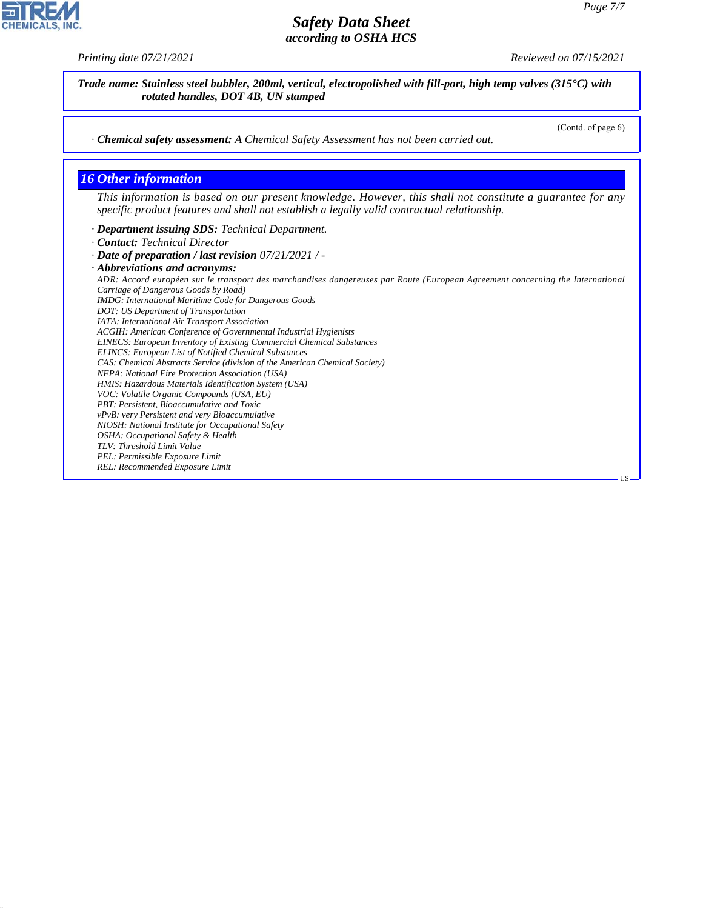**Trade name: Stainless steel bubbler, 200ml, vertical, electropolished with fill-port, high temp valves (315°C) with rotated handles, DOT 4B, UN stamped**

(Contd. of page 6)

· **Chemical safety assessment:** A Chemical Safety Assessment has not been carried out.

## 16 Other information

This information is based on our present knowledge. However, this shall not constitute a guarantee for any specific product features and shall not establish a legally valid contractual relationship.

· **Department issuing SDS:** Technical Department.
· **Contact:** Technical Director
· **Date of preparation / last revision** 07/21/2021 / -
· **Abbreviations and acronyms:**

ADR: Accord européen sur le transport des marchandises dangereuses par Route (European Agreement concerning the International Carriage of Dangerous Goods by Road)
IMDG: International Maritime Code for Dangerous Goods
DOT: US Department of Transportation
IATA: International Air Transport Association
ACGIH: American Conference of Governmental Industrial Hygienists
EINECS: European Inventory of Existing Commercial Chemical Substances
ELINCS: European List of Notified Chemical Substances
CAS: Chemical Abstracts Service (division of the American Chemical Society)
NFPA: National Fire Protection Association (USA)
HMIS: Hazardous Materials Identification System (USA)
VOC: Volatile Organic Compounds (USA, EU)
PBT: Persistent, Bioaccumulative and Toxic
vPvB: very Persistent and very Bioaccumulative
NIOSH: National Institute for Occupational Safety
OSHA: Occupational Safety & Health
TLV: Threshold Limit Value
PEL: Permissible Exposure Limit
REL: Recommended Exposure Limit